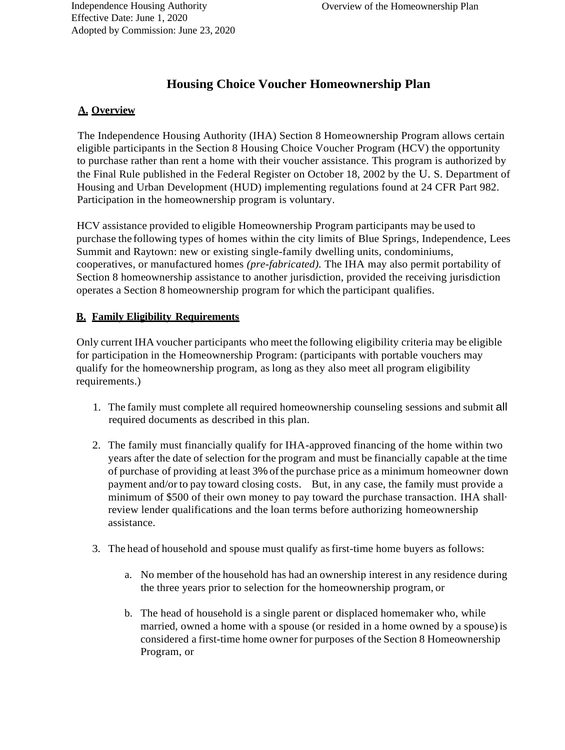# Housing Choice Voucher Homeownership Plan

## A. Overview

The Independence Housing Authority (IHA) Section 8 Homeownership Program allows certain eligible participants in the Section 8 Housing Choice Voucher Program (HCV) the opportunity to purchase rather than rent a home with their voucher assistance. This program is authorized by the Final Rule published in the Federal Register on October 18, 2002 by the U. S. Department of Housing and Urban Development (HUD) implementing regulations found at 24 CFR Part 982. Participation in the homeownership program is voluntary.

HCV assistance provided to eligible Homeownership Program participants may be used to purchase the following types of homes within the city limits of Blue Springs, Independence, Lees Summit and Raytown: new or existing single-family dwelling units, condominiums, cooperatives, or manufactured homes *(pre-fabricated).* The IHA may also permit portability of Section 8 homeownership assistance to another jurisdiction, provided the receiving jurisdiction operates a Section 8 homeownership program for which the participant qualifies.

## B. Family Eligibility Requirements

Only current IHA voucher participants who meet the following eligibility criteria may be eligible for participation in the Homeownership Program: (participants with portable vouchers may qualify for the homeownership program, as long as they also meet all program eligibility requirements.)

1. The family must complete all required homeownership counseling sessions and submit all required documents as described in this plan.

2. The family must financially qualify for IHA-approved financing of the home within two years after the date of selection for the program and must be financially capable at the time of purchase of providing at least 3% of the purchase price as a minimum homeowner down payment and/or to pay toward closing costs. But, in any case, the family must provide a minimum of $500 of their own money to pay toward the purchase transaction. IHA shall· review lender qualifications and the loan terms before authorizing homeownership assistance.

3. The head of household and spouse must qualify as first-time home buyers as follows:

    a. No member of the household has had an ownership interest in any residence during the three years prior to selection for the homeownership program, or

    b. The head of household is a single parent or displaced homemaker who, while married, owned a home with a spouse (or resided in a home owned by a spouse) is considered a first-time home owner for purposes of the Section 8 Homeownership Program, or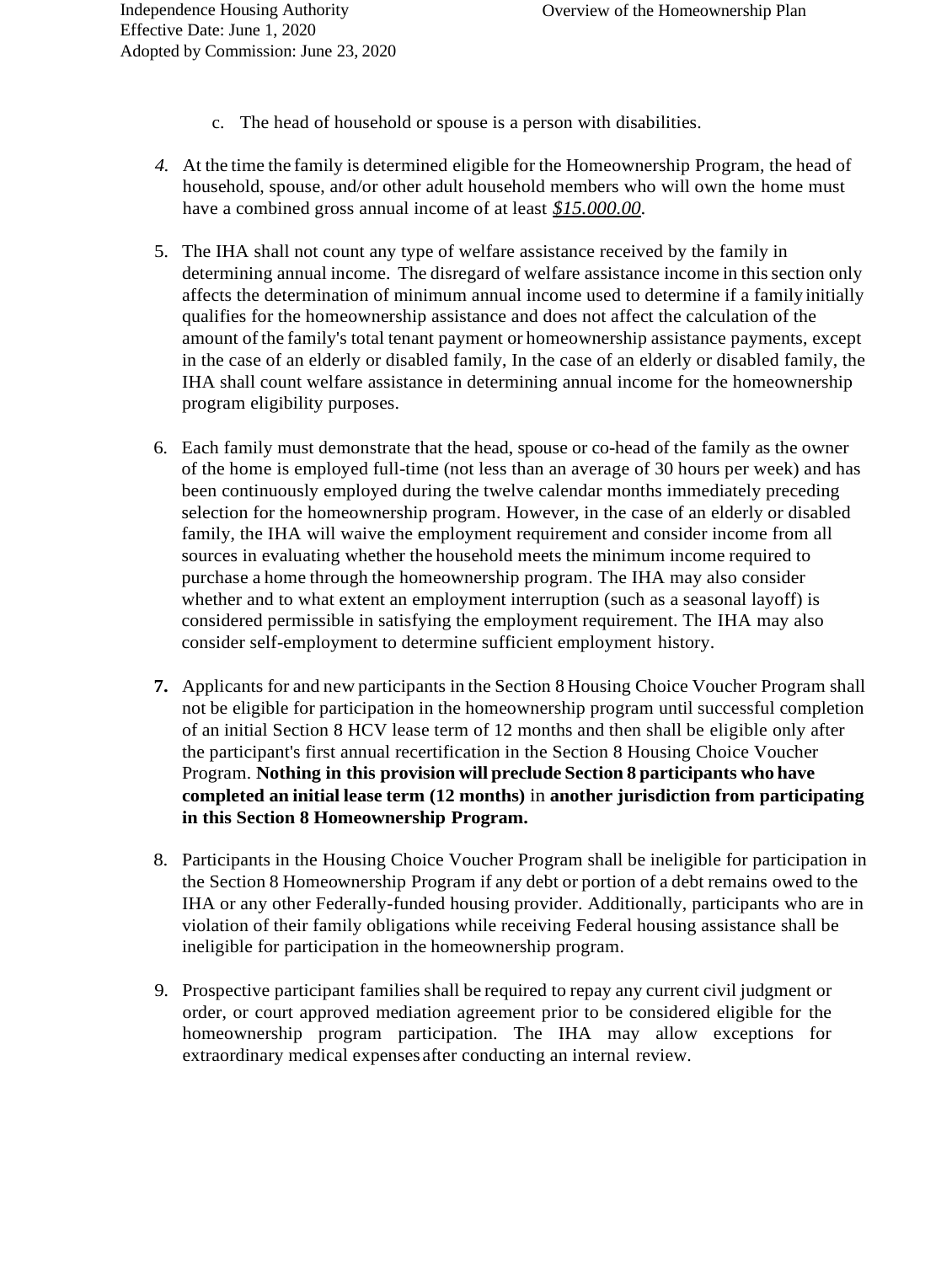c. The head of household or spouse is a person with disabilities.

4. At the time the family is determined eligible for the Homeownership Program, the head of household, spouse, and/or other adult household members who will own the home must have a combined gross annual income of at least ***$15.000.00***.

5. The IHA shall not count any type of welfare assistance received by the family in determining annual income. The disregard of welfare assistance income in this section only affects the determination of minimum annual income used to determine if a family initially qualifies for the homeownership assistance and does not affect the calculation of the amount of the family's total tenant payment or homeownership assistance payments, except in the case of an elderly or disabled family, In the case of an elderly or disabled family, the IHA shall count welfare assistance in determining annual income for the homeownership program eligibility purposes.

6. Each family must demonstrate that the head, spouse or co-head of the family as the owner of the home is employed full-time (not less than an average of 30 hours per week) and has been continuously employed during the twelve calendar months immediately preceding selection for the homeownership program. However, in the case of an elderly or disabled family, the IHA will waive the employment requirement and consider income from all sources in evaluating whether the household meets the minimum income required to purchase a home through the homeownership program. The IHA may also consider whether and to what extent an employment interruption (such as a seasonal layoff) is considered permissible in satisfying the employment requirement. The IHA may also consider self-employment to determine sufficient employment history.

7. Applicants for and new participants in the Section 8 Housing Choice Voucher Program shall not be eligible for participation in the homeownership program until successful completion of an initial Section 8 HCV lease term of 12 months and then shall be eligible only after the participant's first annual recertification in the Section 8 Housing Choice Voucher Program. **Nothing in this provision will preclude Section 8 participants who have completed an initial lease term (12 months)** in **another jurisdiction from participating in this Section 8 Homeownership Program.**

8. Participants in the Housing Choice Voucher Program shall be ineligible for participation in the Section 8 Homeownership Program if any debt or portion of a debt remains owed to the IHA or any other Federally-funded housing provider. Additionally, participants who are in violation of their family obligations while receiving Federal housing assistance shall be ineligible for participation in the homeownership program.

9. Prospective participant families shall be required to repay any current civil judgment or order, or court approved mediation agreement prior to be considered eligible for the homeownership program participation. The IHA may allow exceptions for extraordinary medical expenses after conducting an internal review.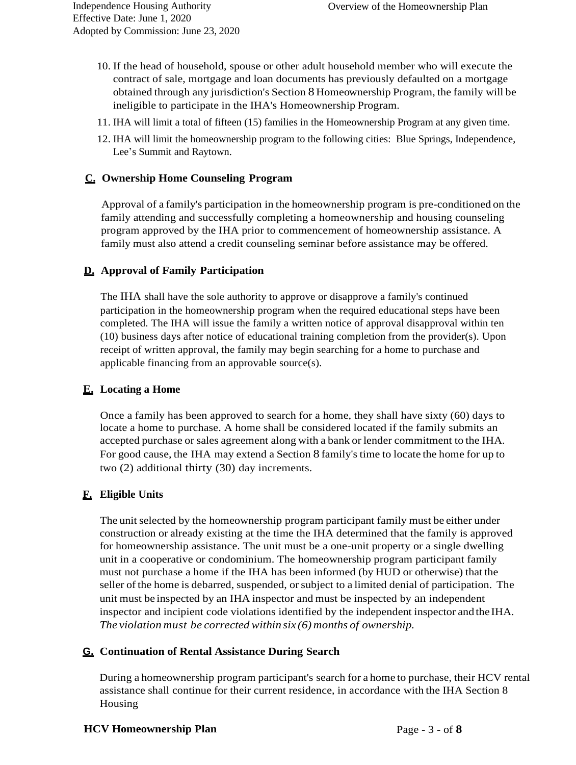10. If the head of household, spouse or other adult household member who will execute the contract of sale, mortgage and loan documents has previously defaulted on a mortgage obtained through any jurisdiction's Section 8 Homeownership Program, the family will be ineligible to participate in the IHA's Homeownership Program.
11. IHA will limit a total of fifteen (15) families in the Homeownership Program at any given time.
12. IHA will limit the homeownership program to the following cities: Blue Springs, Independence, Lee's Summit and Raytown.

## C. Ownership Home Counseling Program

Approval of a family's participation in the homeownership program is pre-conditioned on the family attending and successfully completing a homeownership and housing counseling program approved by the IHA prior to commencement of homeownership assistance. A family must also attend a credit counseling seminar before assistance may be offered.

## D. Approval of Family Participation

The IHA shall have the sole authority to approve or disapprove a family's continued participation in the homeownership program when the required educational steps have been completed. The IHA will issue the family a written notice of approval disapproval within ten (10) business days after notice of educational training completion from the provider(s). Upon receipt of written approval, the family may begin searching for a home to purchase and applicable financing from an approvable source(s).

## E. Locating a Home

Once a family has been approved to search for a home, they shall have sixty (60) days to locate a home to purchase. A home shall be considered located if the family submits an accepted purchase or sales agreement along with a bank or lender commitment to the IHA. For good cause, the IHA may extend a Section 8 family's time to locate the home for up to two (2) additional thirty (30) day increments.

## F. Eligible Units

The unit selected by the homeownership program participant family must be either under construction or already existing at the time the IHA determined that the family is approved for homeownership assistance. The unit must be a one-unit property or a single dwelling unit in a cooperative or condominium. The homeownership program participant family must not purchase a home if the IHA has been informed (by HUD or otherwise) that the seller of the home is debarred, suspended, or subject to a limited denial of participation. The unit must be inspected by an IHA inspector and must be inspected by an independent inspector and incipient code violations identified by the independent inspector and the IHA. *The violation must be corrected within six (6) months of ownership.*

## G. Continuation of Rental Assistance During Search

During a homeownership program participant's search for a home to purchase, their HCV rental assistance shall continue for their current residence, in accordance with the IHA Section 8 Housing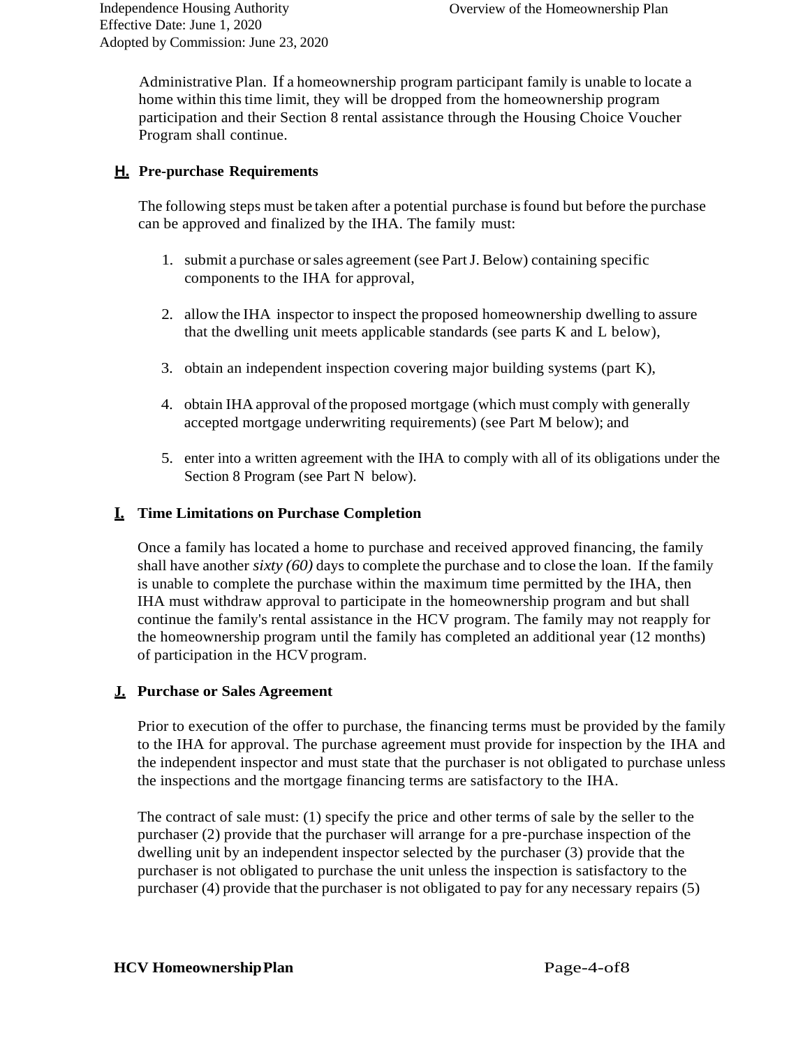Administrative Plan. If a homeownership program participant family is unable to locate a home within this time limit, they will be dropped from the homeownership program participation and their Section 8 rental assistance through the Housing Choice Voucher Program shall continue.

## H. Pre-purchase Requirements

The following steps must be taken after a potential purchase is found but before the purchase can be approved and finalized by the IHA. The family must:

1. submit a purchase or sales agreement (see Part J. Below) containing specific components to the IHA for approval,

2. allow the IHA inspector to inspect the proposed homeownership dwelling to assure that the dwelling unit meets applicable standards (see parts K and L below),

3. obtain an independent inspection covering major building systems (part K),

4. obtain IHA approval of the proposed mortgage (which must comply with generally accepted mortgage underwriting requirements) (see Part M below); and

5. enter into a written agreement with the IHA to comply with all of its obligations under the Section 8 Program (see Part N below).

## I. Time Limitations on Purchase Completion

Once a family has located a home to purchase and received approved financing, the family shall have another *sixty (60)* days to complete the purchase and to close the loan. If the family is unable to complete the purchase within the maximum time permitted by the IHA, then IHA must withdraw approval to participate in the homeownership program and but shall continue the family's rental assistance in the HCV program. The family may not reapply for the homeownership program until the family has completed an additional year (12 months) of participation in the HCV program.

## J. Purchase or Sales Agreement

Prior to execution of the offer to purchase, the financing terms must be provided by the family to the IHA for approval. The purchase agreement must provide for inspection by the IHA and the independent inspector and must state that the purchaser is not obligated to purchase unless the inspections and the mortgage financing terms are satisfactory to the IHA.

The contract of sale must: (1) specify the price and other terms of sale by the seller to the purchaser (2) provide that the purchaser will arrange for a pre-purchase inspection of the dwelling unit by an independent inspector selected by the purchaser (3) provide that the purchaser is not obligated to purchase the unit unless the inspection is satisfactory to the purchaser (4) provide that the purchaser is not obligated to pay for any necessary repairs (5)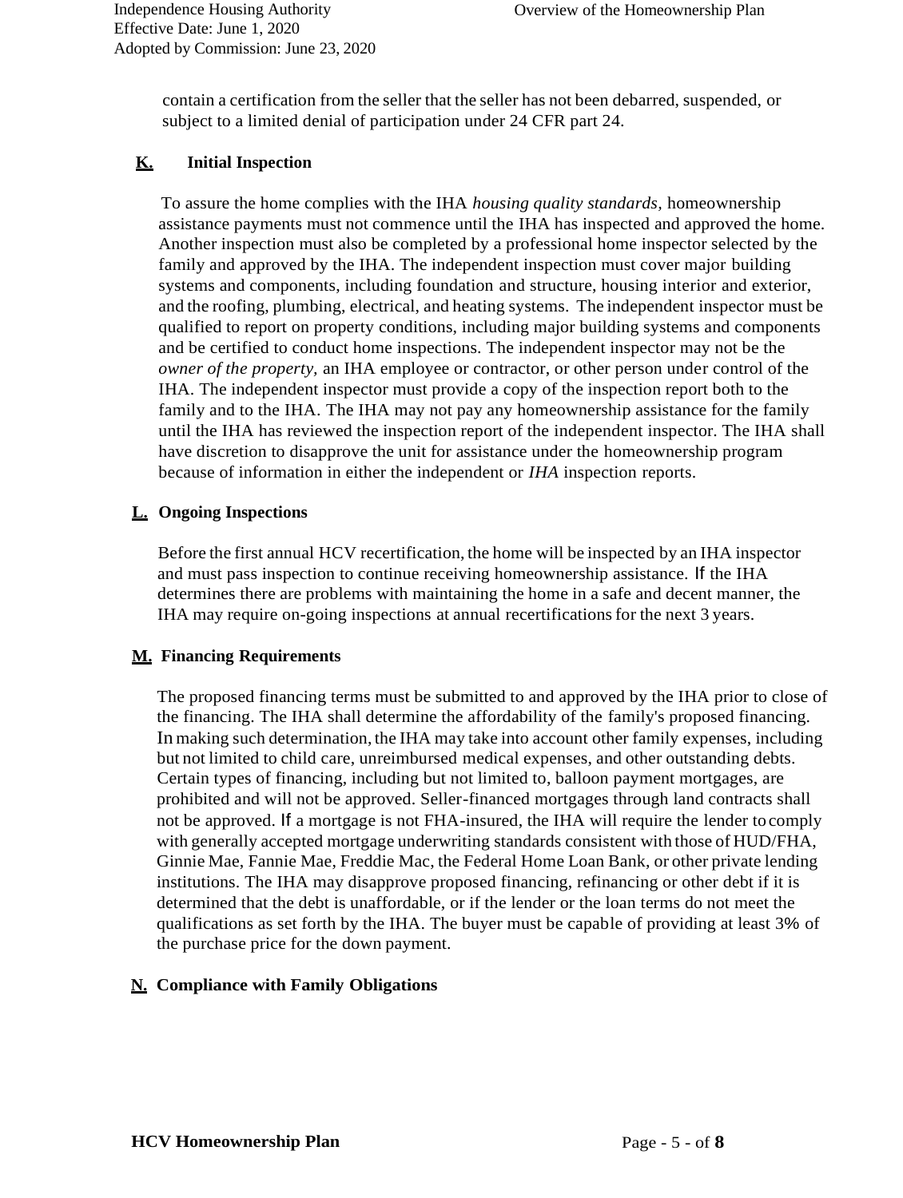contain a certification from the seller that the seller has not been debarred, suspended, or subject to a limited denial of participation under 24 CFR part 24.

### K. Initial Inspection

To assure the home complies with the IHA *housing quality standards,* homeownership assistance payments must not commence until the IHA has inspected and approved the home. Another inspection must also be completed by a professional home inspector selected by the family and approved by the IHA. The independent inspection must cover major building systems and components, including foundation and structure, housing interior and exterior, and the roofing, plumbing, electrical, and heating systems. The independent inspector must be qualified to report on property conditions, including major building systems and components and be certified to conduct home inspections. The independent inspector may not be the *owner of the property,* an IHA employee or contractor, or other person under control of the IHA. The independent inspector must provide a copy of the inspection report both to the family and to the IHA. The IHA may not pay any homeownership assistance for the family until the IHA has reviewed the inspection report of the independent inspector. The IHA shall have discretion to disapprove the unit for assistance under the homeownership program because of information in either the independent or *IHA* inspection reports.

### L. Ongoing Inspections

Before the first annual HCV recertification, the home will be inspected by an IHA inspector and must pass inspection to continue receiving homeownership assistance. If the IHA determines there are problems with maintaining the home in a safe and decent manner, the IHA may require on-going inspections at annual recertifications for the next 3 years.

### M. Financing Requirements

The proposed financing terms must be submitted to and approved by the IHA prior to close of the financing. The IHA shall determine the affordability of the family's proposed financing. In making such determination, the IHA may take into account other family expenses, including but not limited to child care, unreimbursed medical expenses, and other outstanding debts. Certain types of financing, including but not limited to, balloon payment mortgages, are prohibited and will not be approved. Seller-financed mortgages through land contracts shall not be approved. If a mortgage is not FHA-insured, the IHA will require the lender to comply with generally accepted mortgage underwriting standards consistent with those of HUD/FHA, Ginnie Mae, Fannie Mae, Freddie Mac, the Federal Home Loan Bank, or other private lending institutions. The IHA may disapprove proposed financing, refinancing or other debt if it is determined that the debt is unaffordable, or if the lender or the loan terms do not meet the qualifications as set forth by the IHA. The buyer must be capable of providing at least 3% of the purchase price for the down payment.

### N. Compliance with Family Obligations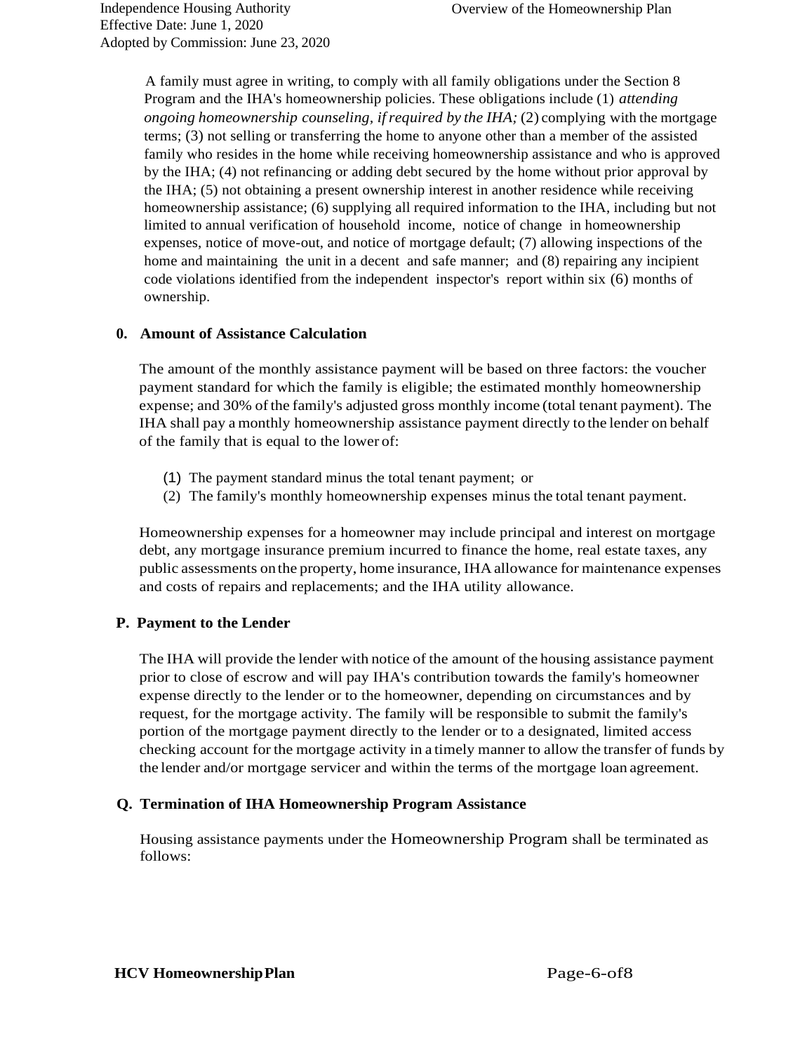A family must agree in writing, to comply with all family obligations under the Section 8 Program and the IHA's homeownership policies. These obligations include (1) *attending ongoing homeownership counseling, if required by the IHA;* (2) complying with the mortgage terms; (3) not selling or transferring the home to anyone other than a member of the assisted family who resides in the home while receiving homeownership assistance and who is approved by the IHA; (4) not refinancing or adding debt secured by the home without prior approval by the IHA; (5) not obtaining a present ownership interest in another residence while receiving homeownership assistance; (6) supplying all required information to the IHA, including but not limited to annual verification of household income, notice of change in homeownership expenses, notice of move-out, and notice of mortgage default; (7) allowing inspections of the home and maintaining the unit in a decent and safe manner; and (8) repairing any incipient code violations identified from the independent inspector's report within six (6) months of ownership.

### 0. Amount of Assistance Calculation

The amount of the monthly assistance payment will be based on three factors: the voucher payment standard for which the family is eligible; the estimated monthly homeownership expense; and 30% of the family's adjusted gross monthly income (total tenant payment). The IHA shall pay a monthly homeownership assistance payment directly to the lender on behalf of the family that is equal to the lower of:

(1) The payment standard minus the total tenant payment; or
(2) The family's monthly homeownership expenses minus the total tenant payment.

Homeownership expenses for a homeowner may include principal and interest on mortgage debt, any mortgage insurance premium incurred to finance the home, real estate taxes, any public assessments on the property, home insurance, IHA allowance for maintenance expenses and costs of repairs and replacements; and the IHA utility allowance.

### P. Payment to the Lender

The IHA will provide the lender with notice of the amount of the housing assistance payment prior to close of escrow and will pay IHA's contribution towards the family's homeowner expense directly to the lender or to the homeowner, depending on circumstances and by request, for the mortgage activity. The family will be responsible to submit the family's portion of the mortgage payment directly to the lender or to a designated, limited access checking account for the mortgage activity in a timely manner to allow the transfer of funds by the lender and/or mortgage servicer and within the terms of the mortgage loan agreement.

### Q. Termination of IHA Homeownership Program Assistance

Housing assistance payments under the Homeownership Program shall be terminated as follows: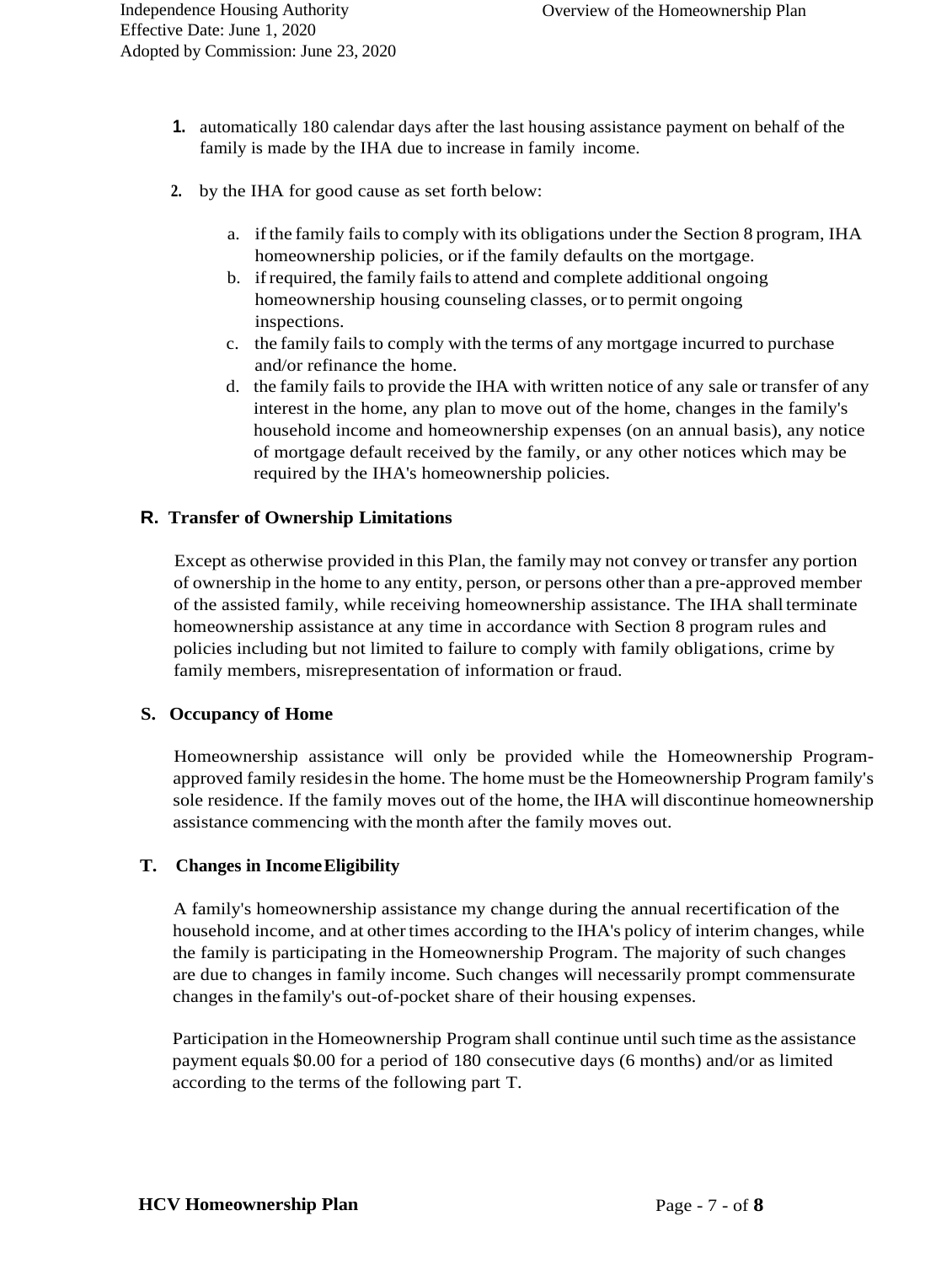1. automatically 180 calendar days after the last housing assistance payment on behalf of the family is made by the IHA due to increase in family income.

2. by the IHA for good cause as set forth below:

   a. if the family fails to comply with its obligations under the Section 8 program, IHA homeownership policies, or if the family defaults on the mortgage.
   b. if required, the family fails to attend and complete additional ongoing homeownership housing counseling classes, or to permit ongoing inspections.
   c. the family fails to comply with the terms of any mortgage incurred to purchase and/or refinance the home.
   d. the family fails to provide the IHA with written notice of any sale or transfer of any interest in the home, any plan to move out of the home, changes in the family's household income and homeownership expenses (on an annual basis), any notice of mortgage default received by the family, or any other notices which may be required by the IHA's homeownership policies.

## R. Transfer of Ownership Limitations

Except as otherwise provided in this Plan, the family may not convey or transfer any portion of ownership in the home to any entity, person, or persons other than a pre-approved member of the assisted family, while receiving homeownership assistance. The IHA shall terminate homeownership assistance at any time in accordance with Section 8 program rules and policies including but not limited to failure to comply with family obligations, crime by family members, misrepresentation of information or fraud.

## S. Occupancy of Home

Homeownership assistance will only be provided while the Homeownership Program-approved family resides in the home. The home must be the Homeownership Program family's sole residence. If the family moves out of the home, the IHA will discontinue homeownership assistance commencing with the month after the family moves out.

## T. Changes in Income Eligibility

A family's homeownership assistance my change during the annual recertification of the household income, and at other times according to the IHA's policy of interim changes, while the family is participating in the Homeownership Program. The majority of such changes are due to changes in family income. Such changes will necessarily prompt commensurate changes in the family's out-of-pocket share of their housing expenses.

Participation in the Homeownership Program shall continue until such time as the assistance payment equals $0.00 for a period of 180 consecutive days (6 months) and/or as limited according to the terms of the following part T.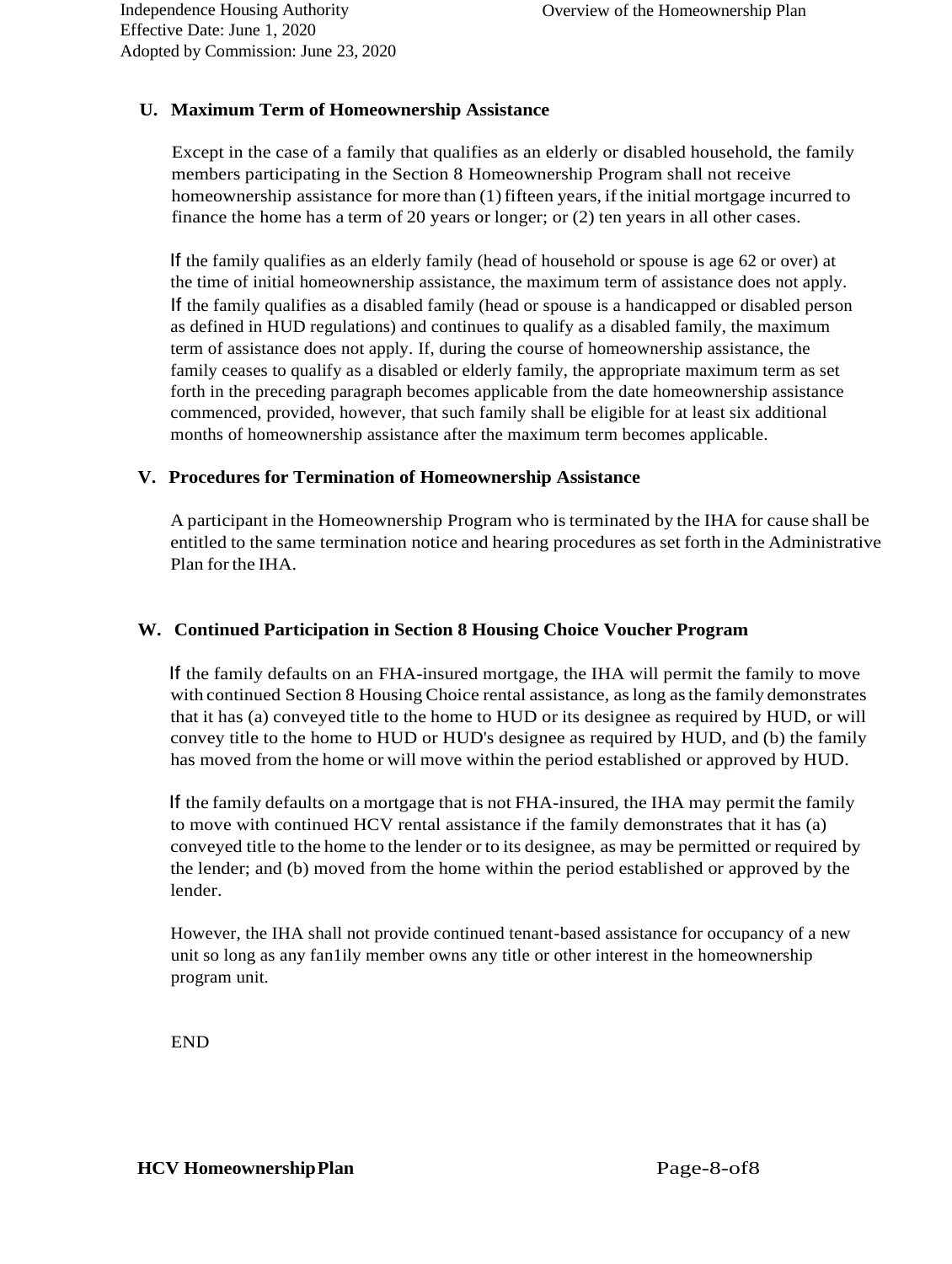## U. Maximum Term of Homeownership Assistance

Except in the case of a family that qualifies as an elderly or disabled household, the family members participating in the Section 8 Homeownership Program shall not receive homeownership assistance for more than (1) fifteen years, if the initial mortgage incurred to finance the home has a term of 20 years or longer; or (2) ten years in all other cases.

If the family qualifies as an elderly family (head of household or spouse is age 62 or over) at the time of initial homeownership assistance, the maximum term of assistance does not apply. If the family qualifies as a disabled family (head or spouse is a handicapped or disabled person as defined in HUD regulations) and continues to qualify as a disabled family, the maximum term of assistance does not apply. If, during the course of homeownership assistance, the family ceases to qualify as a disabled or elderly family, the appropriate maximum term as set forth in the preceding paragraph becomes applicable from the date homeownership assistance commenced, provided, however, that such family shall be eligible for at least six additional months of homeownership assistance after the maximum term becomes applicable.

## V. Procedures for Termination of Homeownership Assistance

A participant in the Homeownership Program who is terminated by the IHA for cause shall be entitled to the same termination notice and hearing procedures as set forth in the Administrative Plan for the IHA.

## W. Continued Participation in Section 8 Housing Choice Voucher Program

If the family defaults on an FHA-insured mortgage, the IHA will permit the family to move with continued Section 8 Housing Choice rental assistance, as long as the family demonstrates that it has (a) conveyed title to the home to HUD or its designee as required by HUD, or will convey title to the home to HUD or HUD's designee as required by HUD, and (b) the family has moved from the home or will move within the period established or approved by HUD.

If the family defaults on a mortgage that is not FHA-insured, the IHA may permit the family to move with continued HCV rental assistance if the family demonstrates that it has (a) conveyed title to the home to the lender or to its designee, as may be permitted or required by the lender; and (b) moved from the home within the period established or approved by the lender.

However, the IHA shall not provide continued tenant-based assistance for occupancy of a new unit so long as any fan1ily member owns any title or other interest in the homeownership program unit.

END